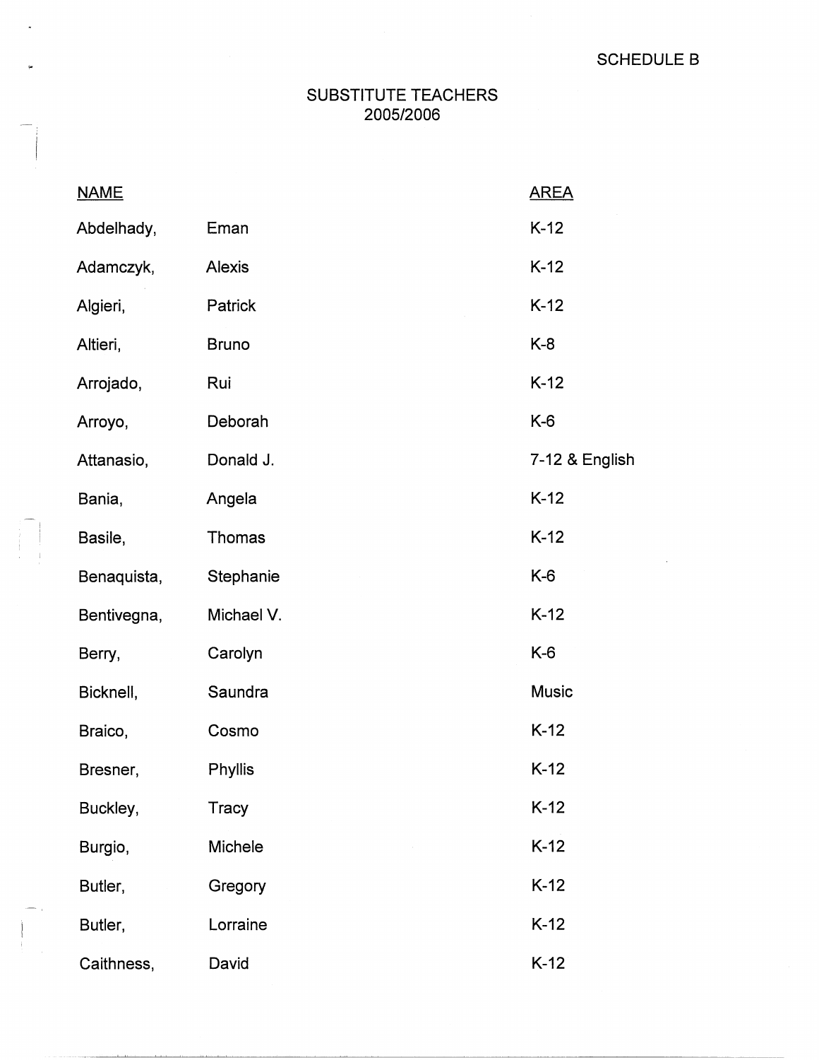SCHEDULE B

# SUBSTITUTE TEACHERS
## 2005/2006

| NAME | | AREA |
|---|---|---|
| Abdelhady, | Eman | K-12 |
| Adamczyk, | Alexis | K-12 |
| Algieri, | Patrick | K-12 |
| Altieri, | Bruno | K-8 |
| Arrojado, | Rui | K-12 |
| Arroyo, | Deborah | K-6 |
| Attanasio, | Donald J. | 7-12 & English |
| Bania, | Angela | K-12 |
| Basile, | Thomas | K-12 |
| Benaquista, | Stephanie | K-6 |
| Bentivegna, | Michael V. | K-12 |
| Berry, | Carolyn | K-6 |
| Bicknell, | Saundra | Music |
| Braico, | Cosmo | K-12 |
| Bresner, | Phyllis | K-12 |
| Buckley, | Tracy | K-12 |
| Burgio, | Michele | K-12 |
| Butler, | Gregory | K-12 |
| Butler, | Lorraine | K-12 |
| Caithness, | David | K-12 |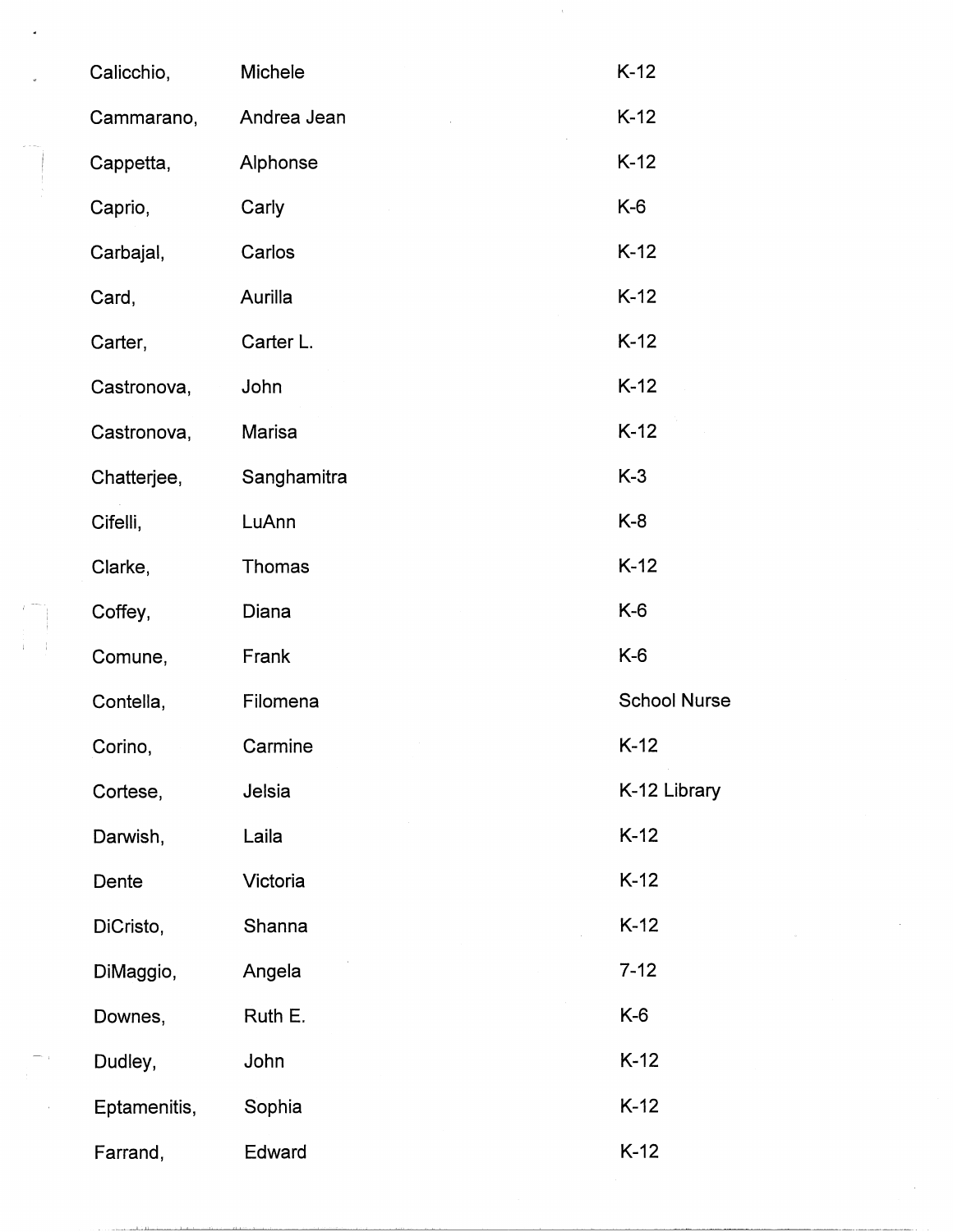| | | |
|---|---|---|
| Calicchio, | Michele | K-12 |
| Cammarano, | Andrea Jean | K-12 |
| Cappetta, | Alphonse | K-12 |
| Caprio, | Carly | K-6 |
| Carbajal, | Carlos | K-12 |
| Card, | Aurilla | K-12 |
| Carter, | Carter L. | K-12 |
| Castronova, | John | K-12 |
| Castronova, | Marisa | K-12 |
| Chatterjee, | Sanghamitra | K-3 |
| Cifelli, | LuAnn | K-8 |
| Clarke, | Thomas | K-12 |
| Coffey, | Diana | K-6 |
| Comune, | Frank | K-6 |
| Contella, | Filomena | School Nurse |
| Corino, | Carmine | K-12 |
| Cortese, | Jelsia | K-12 Library |
| Darwish, | Laila | K-12 |
| Dente | Victoria | K-12 |
| DiCristo, | Shanna | K-12 |
| DiMaggio, | Angela | 7-12 |
| Downes, | Ruth E. | K-6 |
| Dudley, | John | K-12 |
| Eptamenitis, | Sophia | K-12 |
| Farrand, | Edward | K-12 |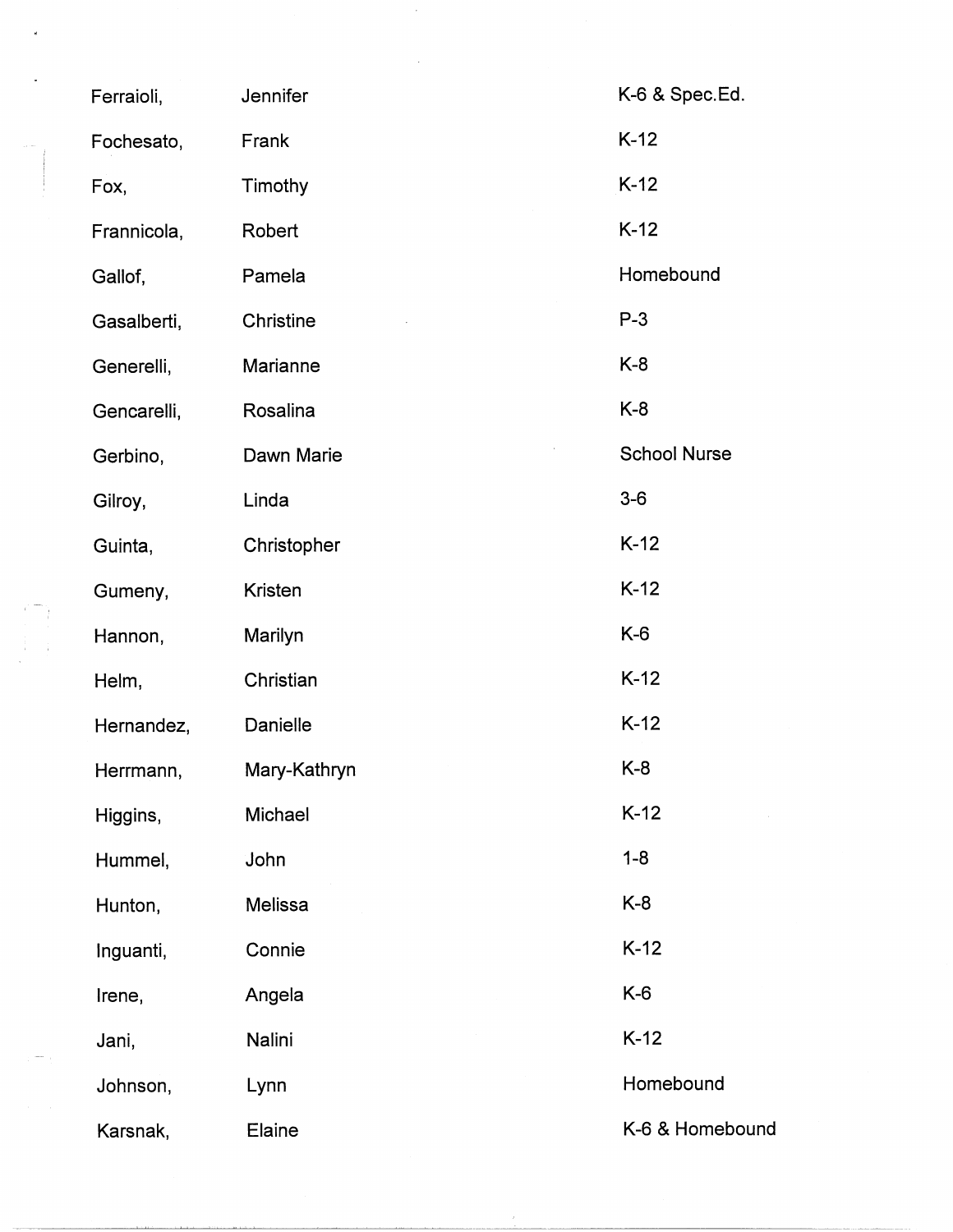| | | |
|---|---|---|
| Ferraioli, | Jennifer | K-6 & Spec.Ed. |
| Fochesato, | Frank | K-12 |
| Fox, | Timothy | K-12 |
| Frannicola, | Robert | K-12 |
| Gallof, | Pamela | Homebound |
| Gasalberti, | Christine | P-3 |
| Generelli, | Marianne | K-8 |
| Gencarelli, | Rosalina | K-8 |
| Gerbino, | Dawn Marie | School Nurse |
| Gilroy, | Linda | 3-6 |
| Guinta, | Christopher | K-12 |
| Gumeny, | Kristen | K-12 |
| Hannon, | Marilyn | K-6 |
| Helm, | Christian | K-12 |
| Hernandez, | Danielle | K-12 |
| Herrmann, | Mary-Kathryn | K-8 |
| Higgins, | Michael | K-12 |
| Hummel, | John | 1-8 |
| Hunton, | Melissa | K-8 |
| Inguanti, | Connie | K-12 |
| Irene, | Angela | K-6 |
| Jani, | Nalini | K-12 |
| Johnson, | Lynn | Homebound |
| Karsnak, | Elaine | K-6 & Homebound |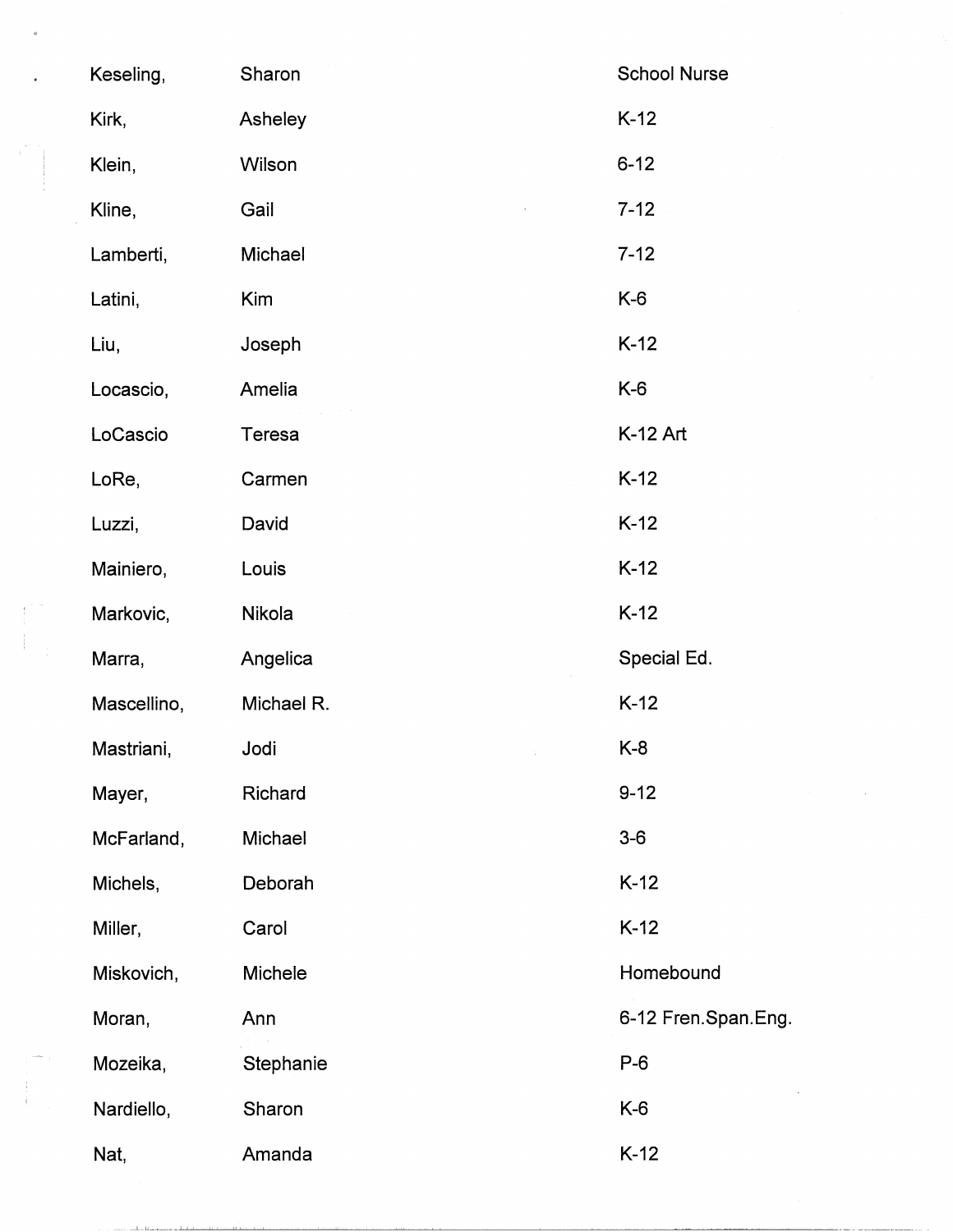| | | |
|---|---|---|
| Keseling, | Sharon | School Nurse |
| Kirk, | Asheley | K-12 |
| Klein, | Wilson | 6-12 |
| Kline, | Gail | 7-12 |
| Lamberti, | Michael | 7-12 |
| Latini, | Kim | K-6 |
| Liu, | Joseph | K-12 |
| Locascio, | Amelia | K-6 |
| LoCascio | Teresa | K-12 Art |
| LoRe, | Carmen | K-12 |
| Luzzi, | David | K-12 |
| Mainiero, | Louis | K-12 |
| Markovic, | Nikola | K-12 |
| Marra, | Angelica | Special Ed. |
| Mascellino, | Michael R. | K-12 |
| Mastriani, | Jodi | K-8 |
| Mayer, | Richard | 9-12 |
| McFarland, | Michael | 3-6 |
| Michels, | Deborah | K-12 |
| Miller, | Carol | K-12 |
| Miskovich, | Michele | Homebound |
| Moran, | Ann | 6-12 Fren.Span.Eng. |
| Mozeika, | Stephanie | P-6 |
| Nardiello, | Sharon | K-6 |
| Nat, | Amanda | K-12 |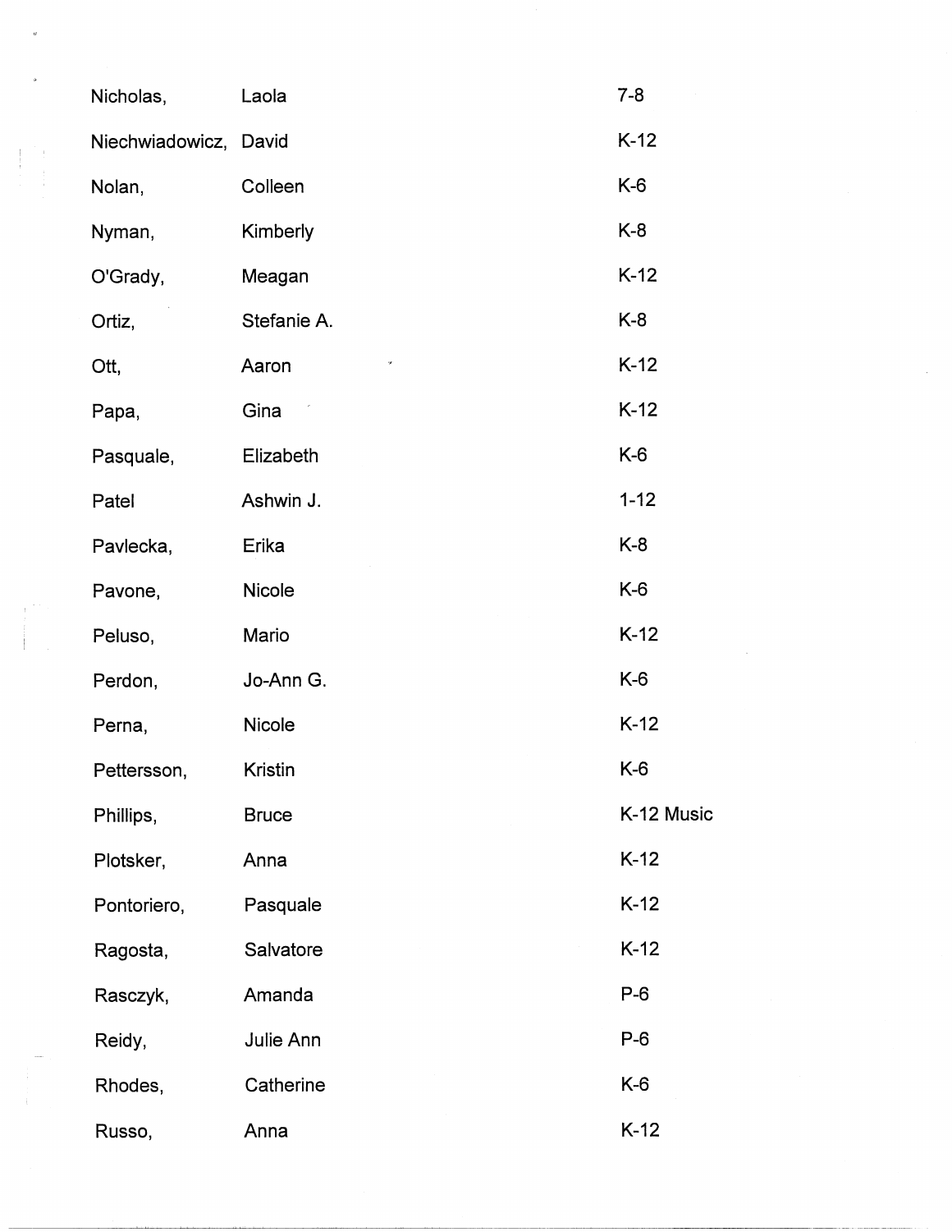| | | |
|---|---|---|
| Nicholas, | Laola | 7-8 |
| Niechwiadowicz, | David | K-12 |
| Nolan, | Colleen | K-6 |
| Nyman, | Kimberly | K-8 |
| O'Grady, | Meagan | K-12 |
| Ortiz, | Stefanie A. | K-8 |
| Ott, | Aaron | K-12 |
| Papa, | Gina | K-12 |
| Pasquale, | Elizabeth | K-6 |
| Patel | Ashwin J. | 1-12 |
| Pavlecka, | Erika | K-8 |
| Pavone, | Nicole | K-6 |
| Peluso, | Mario | K-12 |
| Perdon, | Jo-Ann G. | K-6 |
| Perna, | Nicole | K-12 |
| Pettersson, | Kristin | K-6 |
| Phillips, | Bruce | K-12 Music |
| Plotsker, | Anna | K-12 |
| Pontoriero, | Pasquale | K-12 |
| Ragosta, | Salvatore | K-12 |
| Rasczyk, | Amanda | P-6 |
| Reidy, | Julie Ann | P-6 |
| Rhodes, | Catherine | K-6 |
| Russo, | Anna | K-12 |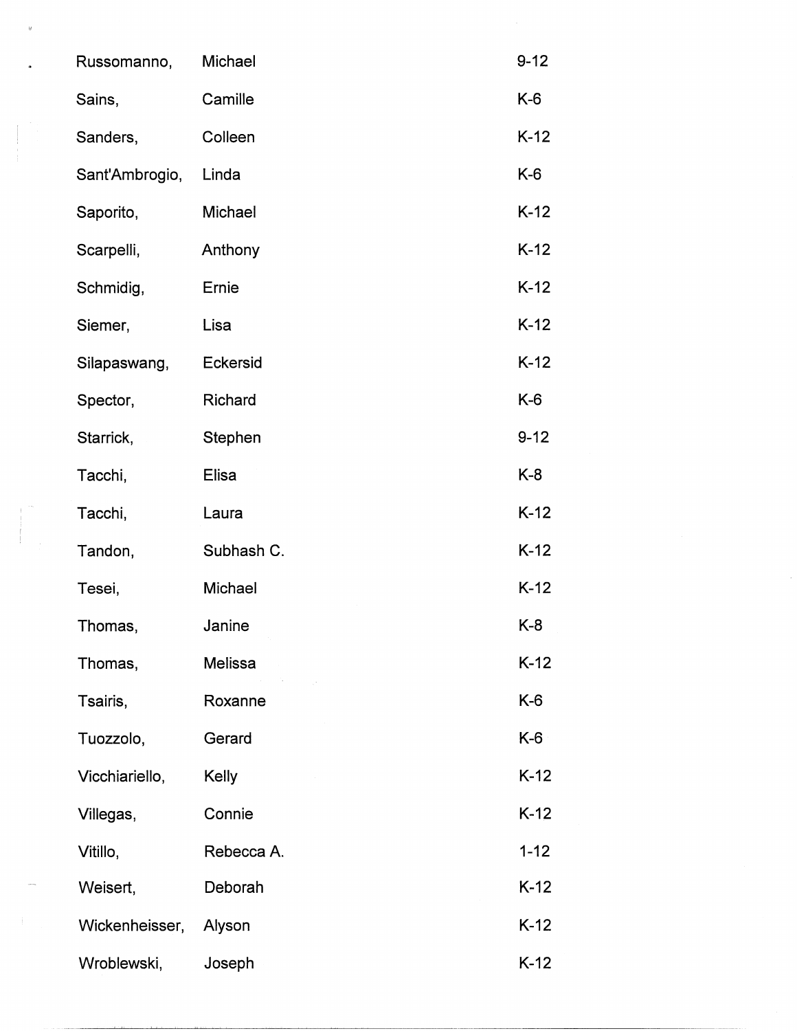| | | |
|---|---|---|
| Russomanno, | Michael | 9-12 |
| Sains, | Camille | K-6 |
| Sanders, | Colleen | K-12 |
| Sant'Ambrogio, | Linda | K-6 |
| Saporito, | Michael | K-12 |
| Scarpelli, | Anthony | K-12 |
| Schmidig, | Ernie | K-12 |
| Siemer, | Lisa | K-12 |
| Silapaswang, | Eckersid | K-12 |
| Spector, | Richard | K-6 |
| Starrick, | Stephen | 9-12 |
| Tacchi, | Elisa | K-8 |
| Tacchi, | Laura | K-12 |
| Tandon, | Subhash C. | K-12 |
| Tesei, | Michael | K-12 |
| Thomas, | Janine | K-8 |
| Thomas, | Melissa | K-12 |
| Tsairis, | Roxanne | K-6 |
| Tuozzolo, | Gerard | K-6 |
| Vicchiariello, | Kelly | K-12 |
| Villegas, | Connie | K-12 |
| Vitillo, | Rebecca A. | 1-12 |
| Weisert, | Deborah | K-12 |
| Wickenheisser, | Alyson | K-12 |
| Wroblewski, | Joseph | K-12 |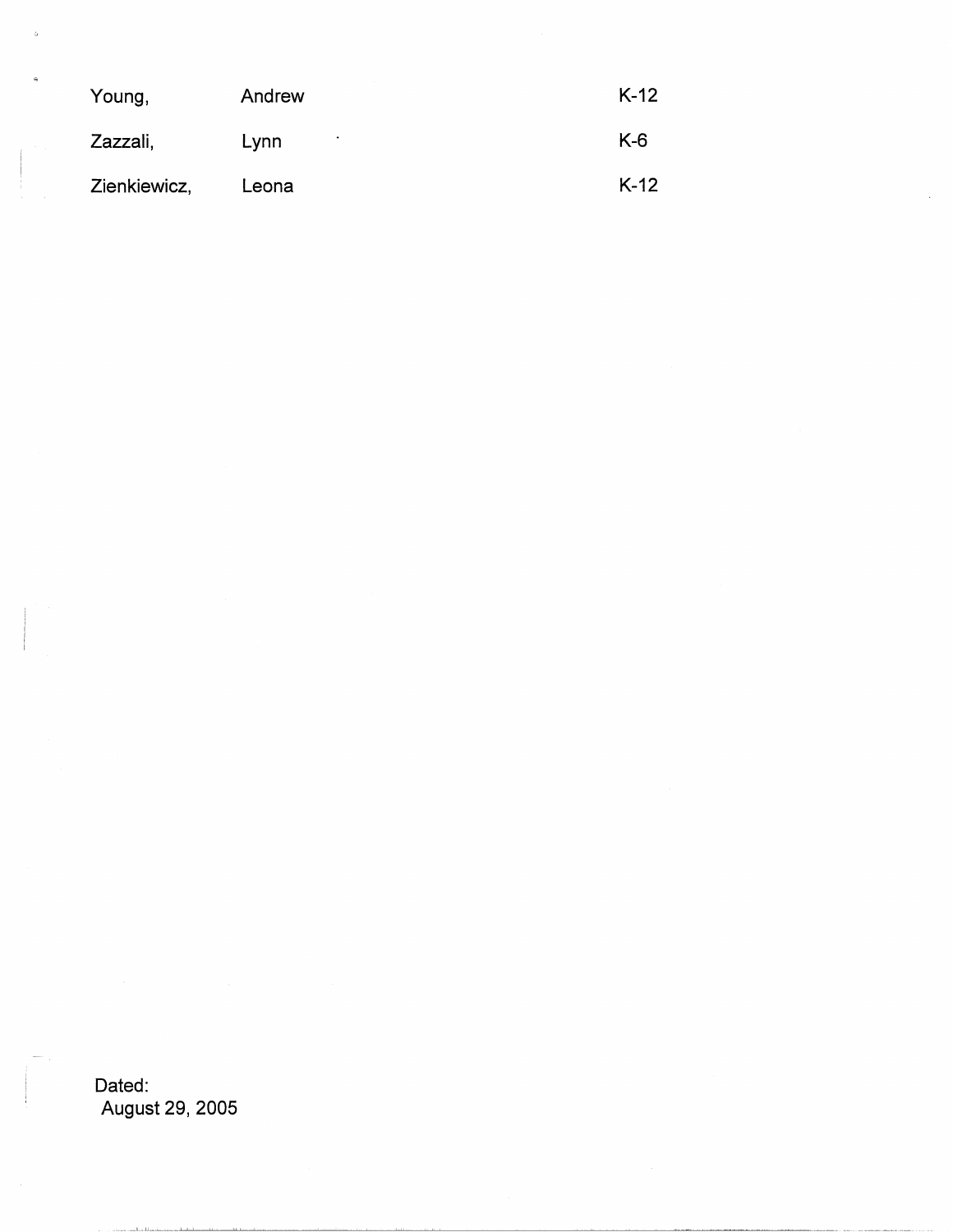| | | |
|---|---|---|
| Young, | Andrew | K-12 |
| Zazzali, | Lynn | K-6 |
| Zienkiewicz, | Leona | K-12 |

Dated:
August 29, 2005